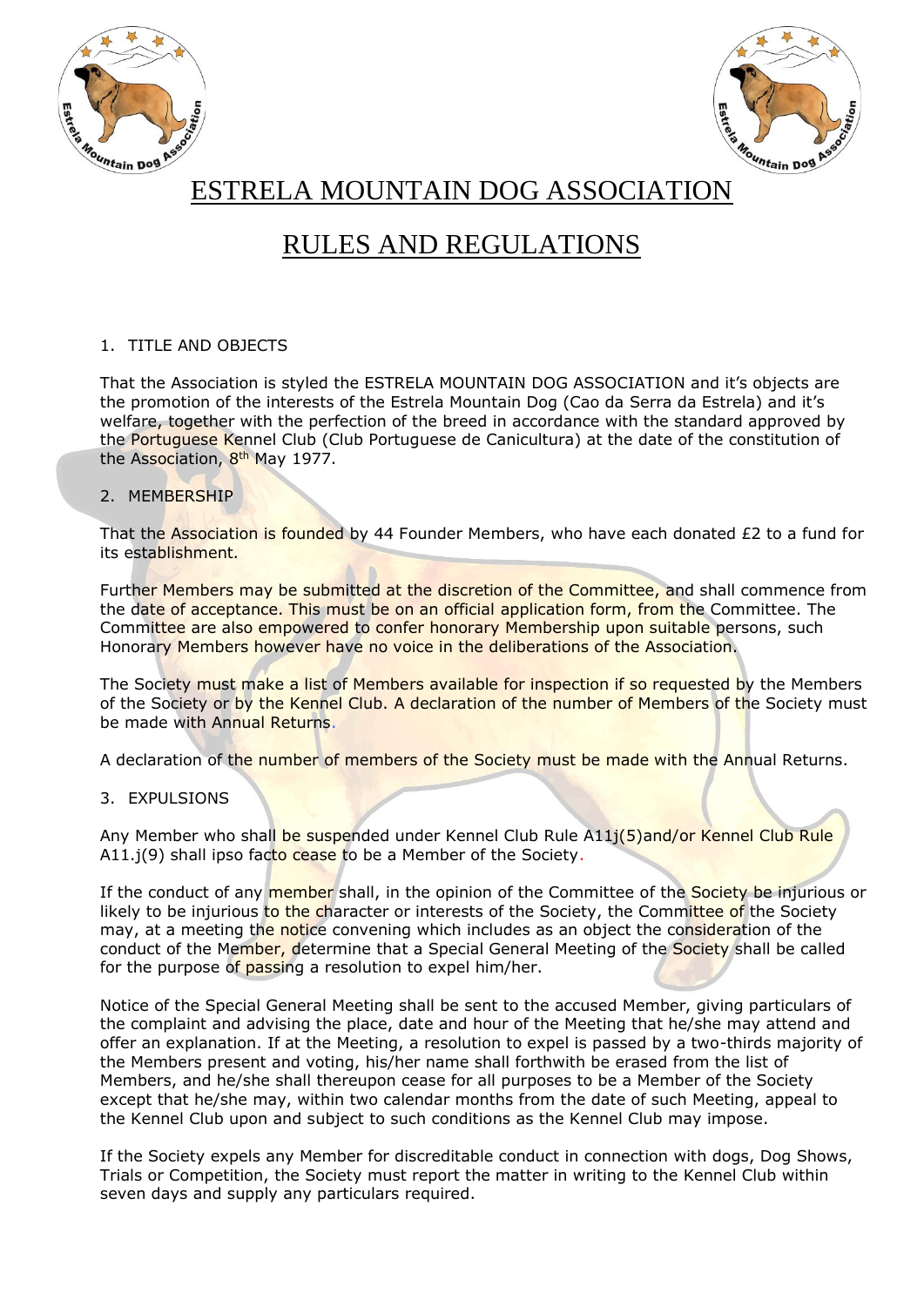# ESTRELA MOUNTAIN DOG ASSOCIATION

# RULES AND REGULATIONS

1. TITLE AND OBJECTS

That the Association is styled the ESTRELA MOUNTAIN DOG ASSOCIATION and it's objects are the promotion of the interests of the Estrela Mountain Dog (Cao da Serra da Estrela) and it's welfare, together with the perfection of the breed in accordance with the standard approved by the Portuguese Kennel Club (Club Portuguese de Canicultura) at the date of the constitution of the Association, 8th May 1977.

2. MEMBERSHIP

That the Association is founded by 44 Founder Members, who have each donated £2 to a fund for its establishment.

Further Members may be submitted at the discretion of the Committee, and shall commence from the date of acceptance. This must be on an official application form, from the Committee. The Committee are also empowered to confer honorary Membership upon suitable persons, such Honorary Members however have no voice in the deliberations of the Association.

The Society must make a list of Members available for inspection if so requested by the Members of the Society or by the Kennel Club. A declaration of the number of Members of the Society must be made with Annual Returns.

A declaration of the number of members of the Society must be made with the Annual Returns.

3. EXPULSIONS

Any Member who shall be suspended under Kennel Club Rule A11j(5)and/or Kennel Club Rule A11.j(9) shall ipso facto cease to be a Member of the Society.

If the conduct of any member shall, in the opinion of the Committee of the Society be injurious or likely to be injurious to the character or interests of the Society, the Committee of the Society may, at a meeting the notice convening which includes as an object the consideration of the conduct of the Member, determine that a Special General Meeting of the Society shall be called for the purpose of passing a resolution to expel him/her.

Notice of the Special General Meeting shall be sent to the accused Member, giving particulars of the complaint and advising the place, date and hour of the Meeting that he/she may attend and offer an explanation. If at the Meeting, a resolution to expel is passed by a two-thirds majority of the Members present and voting, his/her name shall forthwith be erased from the list of Members, and he/she shall thereupon cease for all purposes to be a Member of the Society except that he/she may, within two calendar months from the date of such Meeting, appeal to the Kennel Club upon and subject to such conditions as the Kennel Club may impose.

If the Society expels any Member for discreditable conduct in connection with dogs, Dog Shows, Trials or Competition, the Society must report the matter in writing to the Kennel Club within seven days and supply any particulars required.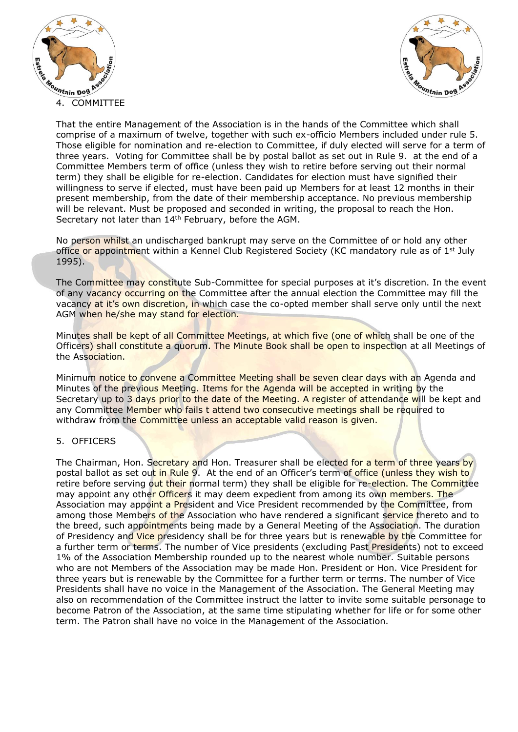## 4. COMMITTEE

That the entire Management of the Association is in the hands of the Committee which shall comprise of a maximum of twelve, together with such ex-officio Members included under rule 5. Those eligible for nomination and re-election to Committee, if duly elected will serve for a term of three years. Voting for Committee shall be by postal ballot as set out in Rule 9. at the end of a Committee Members term of office (unless they wish to retire before serving out their normal term) they shall be eligible for re-election. Candidates for election must have signified their willingness to serve if elected, must have been paid up Members for at least 12 months in their present membership, from the date of their membership acceptance. No previous membership will be relevant. Must be proposed and seconded in writing, the proposal to reach the Hon. Secretary not later than 14th February, before the AGM.

No person whilst an undischarged bankrupt may serve on the Committee of or hold any other office or appointment within a Kennel Club Registered Society (KC mandatory rule as of 1st July 1995).

The Committee may constitute Sub-Committee for special purposes at it's discretion. In the event of any vacancy occurring on the Committee after the annual election the Committee may fill the vacancy at it's own discretion, in which case the co-opted member shall serve only until the next AGM when he/she may stand for election.

Minutes shall be kept of all Committee Meetings, at which five (one of which shall be one of the Officers) shall constitute a quorum. The Minute Book shall be open to inspection at all Meetings of the Association.

Minimum notice to convene a Committee Meeting shall be seven clear days with an Agenda and Minutes of the previous Meeting. Items for the Agenda will be accepted in writing by the Secretary up to 3 days prior to the date of the Meeting. A register of attendance will be kept and any Committee Member who fails t attend two consecutive meetings shall be required to withdraw from the Committee unless an acceptable valid reason is given.

## 5. OFFICERS

The Chairman, Hon. Secretary and Hon. Treasurer shall be elected for a term of three years by postal ballot as set out in Rule 9. At the end of an Officer's term of office (unless they wish to retire before serving out their normal term) they shall be eligible for re-election. The Committee may appoint any other Officers it may deem expedient from among its own members. The Association may appoint a President and Vice President recommended by the Committee, from among those Members of the Association who have rendered a significant service thereto and to the breed, such appointments being made by a General Meeting of the Association. The duration of Presidency and Vice presidency shall be for three years but is renewable by the Committee for a further term or terms. The number of Vice presidents (excluding Past Presidents) not to exceed 1% of the Association Membership rounded up to the nearest whole number. Suitable persons who are not Members of the Association may be made Hon. President or Hon. Vice President for three years but is renewable by the Committee for a further term or terms. The number of Vice Presidents shall have no voice in the Management of the Association. The General Meeting may also on recommendation of the Committee instruct the latter to invite some suitable personage to become Patron of the Association, at the same time stipulating whether for life or for some other term. The Patron shall have no voice in the Management of the Association.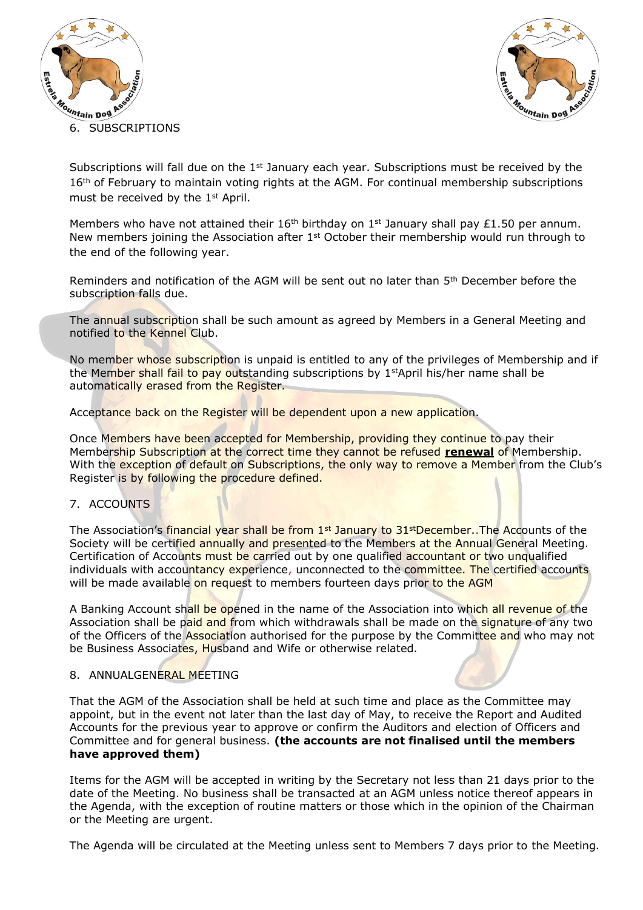## 6. SUBSCRIPTIONS

Subscriptions will fall due on the 1st January each year. Subscriptions must be received by the 16th of February to maintain voting rights at the AGM. For continual membership subscriptions must be received by the 1st April.

Members who have not attained their 16th birthday on 1st January shall pay £1.50 per annum. New members joining the Association after 1st October their membership would run through to the end of the following year.

Reminders and notification of the AGM will be sent out no later than 5th December before the subscription falls due.

The annual subscription shall be such amount as agreed by Members in a General Meeting and notified to the Kennel Club.

No member whose subscription is unpaid is entitled to any of the privileges of Membership and if the Member shall fail to pay outstanding subscriptions by 1stApril his/her name shall be automatically erased from the Register.

Acceptance back on the Register will be dependent upon a new application.

Once Members have been accepted for Membership, providing they continue to pay their Membership Subscription at the correct time they cannot be refused **renewal** of Membership. With the exception of default on Subscriptions, the only way to remove a Member from the Club's Register is by following the procedure defined.

## 7. ACCOUNTS

The Association's financial year shall be from 1st January to 31stDecember..The Accounts of the Society will be certified annually and presented to the Members at the Annual General Meeting. Certification of Accounts must be carried out by one qualified accountant or two unqualified individuals with accountancy experience, unconnected to the committee. The certified accounts will be made available on request to members fourteen days prior to the AGM

A Banking Account shall be opened in the name of the Association into which all revenue of the Association shall be paid and from which withdrawals shall be made on the signature of any two of the Officers of the Association authorised for the purpose by the Committee and who may not be Business Associates, Husband and Wife or otherwise related.

## 8. ANNUALGENERAL MEETING

That the AGM of the Association shall be held at such time and place as the Committee may appoint, but in the event not later than the last day of May, to receive the Report and Audited Accounts for the previous year to approve or confirm the Auditors and election of Officers and Committee and for general business. **(the accounts are not finalised until the members have approved them)**

Items for the AGM will be accepted in writing by the Secretary not less than 21 days prior to the date of the Meeting. No business shall be transacted at an AGM unless notice thereof appears in the Agenda, with the exception of routine matters or those which in the opinion of the Chairman or the Meeting are urgent.

The Agenda will be circulated at the Meeting unless sent to Members 7 days prior to the Meeting.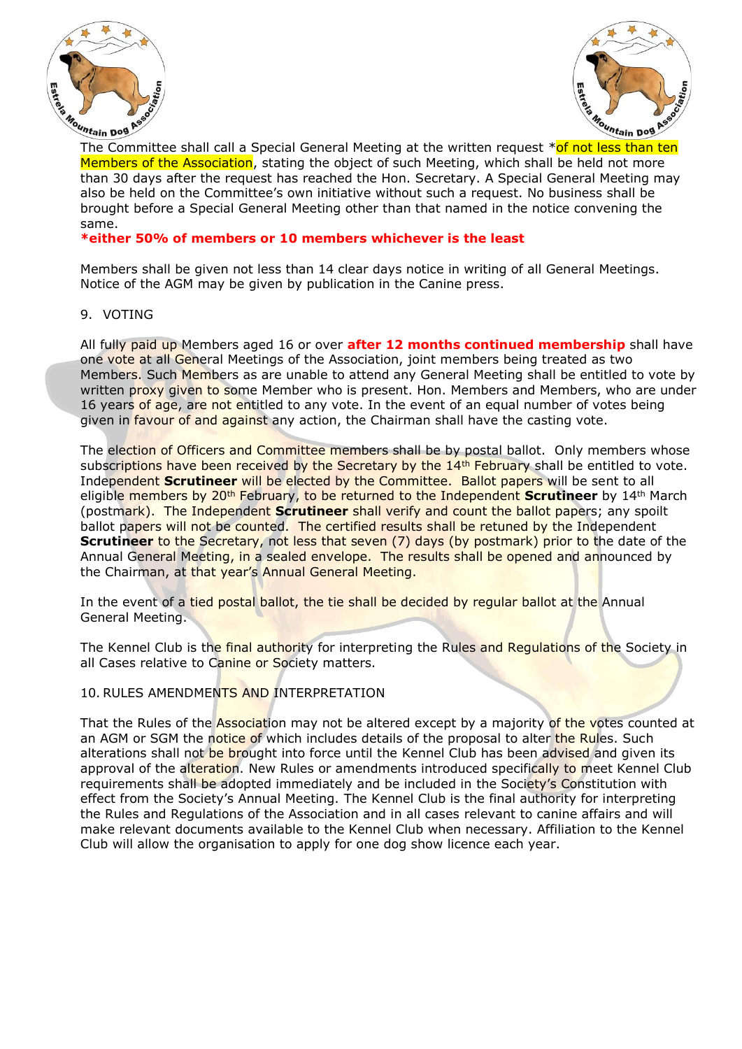The Committee shall call a Special General Meeting at the written request *of not less than ten Members of the Association, stating the object of such Meeting, which shall be held not more than 30 days after the request has reached the Hon. Secretary. A Special General Meeting may also be held on the Committee's own initiative without such a request. No business shall be brought before a Special General Meeting other than that named in the notice convening the same.

**\*either 50% of members or 10 members whichever is the least**

Members shall be given not less than 14 clear days notice in writing of all General Meetings. Notice of the AGM may be given by publication in the Canine press.

9. VOTING

All fully paid up Members aged 16 or over **after 12 months continued membership** shall have one vote at all General Meetings of the Association, joint members being treated as two Members. Such Members as are unable to attend any General Meeting shall be entitled to vote by written proxy given to some Member who is present. Hon. Members and Members, who are under 16 years of age, are not entitled to any vote. In the event of an equal number of votes being given in favour of and against any action, the Chairman shall have the casting vote.

The election of Officers and Committee members shall be by postal ballot. Only members whose subscriptions have been received by the Secretary by the 14th February shall be entitled to vote. Independent **Scrutineer** will be elected by the Committee. Ballot papers will be sent to all eligible members by 20th February, to be returned to the Independent **Scrutineer** by 14th March (postmark). The Independent **Scrutineer** shall verify and count the ballot papers; any spoilt ballot papers will not be counted. The certified results shall be retuned by the Independent **Scrutineer** to the Secretary, not less that seven (7) days (by postmark) prior to the date of the Annual General Meeting, in a sealed envelope. The results shall be opened and announced by the Chairman, at that year's Annual General Meeting.

In the event of a tied postal ballot, the tie shall be decided by regular ballot at the Annual General Meeting.

The Kennel Club is the final authority for interpreting the Rules and Regulations of the Society in all Cases relative to Canine or Society matters.

10. RULES AMENDMENTS AND INTERPRETATION

That the Rules of the Association may not be altered except by a majority of the votes counted at an AGM or SGM the notice of which includes details of the proposal to alter the Rules. Such alterations shall not be brought into force until the Kennel Club has been advised and given its approval of the alteration. New Rules or amendments introduced specifically to meet Kennel Club requirements shall be adopted immediately and be included in the Society's Constitution with effect from the Society's Annual Meeting. The Kennel Club is the final authority for interpreting the Rules and Regulations of the Association and in all cases relevant to canine affairs and will make relevant documents available to the Kennel Club when necessary. Affiliation to the Kennel Club will allow the organisation to apply for one dog show licence each year.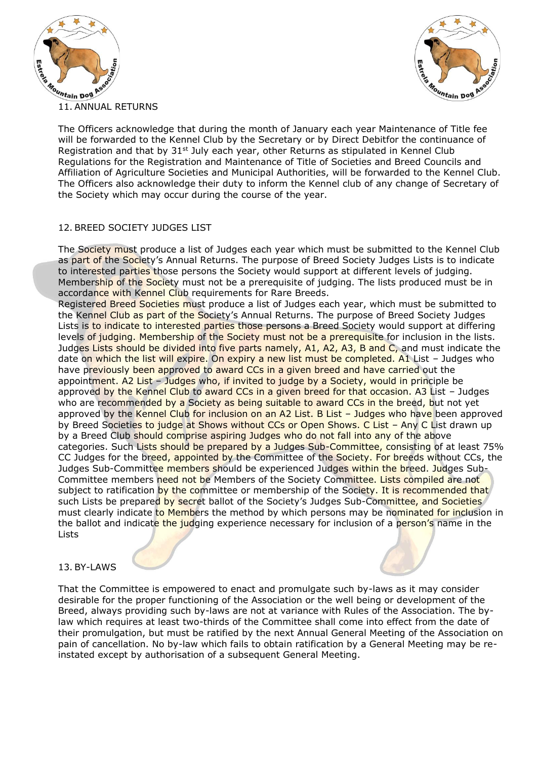## 11. ANNUAL RETURNS

The Officers acknowledge that during the month of January each year Maintenance of Title fee will be forwarded to the Kennel Club by the Secretary or by Direct Debitfor the continuance of Registration and that by 31st July each year, other Returns as stipulated in Kennel Club Regulations for the Registration and Maintenance of Title of Societies and Breed Councils and Affiliation of Agriculture Societies and Municipal Authorities, will be forwarded to the Kennel Club. The Officers also acknowledge their duty to inform the Kennel club of any change of Secretary of the Society which may occur during the course of the year.

## 12. BREED SOCIETY JUDGES LIST

The Society must produce a list of Judges each year which must be submitted to the Kennel Club as part of the Society's Annual Returns. The purpose of Breed Society Judges Lists is to indicate to interested parties those persons the Society would support at different levels of judging. Membership of the Society must not be a prerequisite of judging. The lists produced must be in accordance with Kennel Club requirements for Rare Breeds.
Registered Breed Societies must produce a list of Judges each year, which must be submitted to the Kennel Club as part of the Society's Annual Returns. The purpose of Breed Society Judges Lists is to indicate to interested parties those persons a Breed Society would support at differing levels of judging. Membership of the Society must not be a prerequisite for inclusion in the lists. Judges Lists should be divided into five parts namely, A1, A2, A3, B and C, and must indicate the date on which the list will expire. On expiry a new list must be completed. A1 List – Judges who have previously been approved to award CCs in a given breed and have carried out the appointment. A2 List – Judges who, if invited to judge by a Society, would in principle be approved by the Kennel Club to award CCs in a given breed for that occasion. A3 List – Judges who are recommended by a Society as being suitable to award CCs in the breed, but not yet approved by the Kennel Club for inclusion on an A2 List. B List – Judges who have been approved by Breed Societies to judge at Shows without CCs or Open Shows. C List – Any C List drawn up by a Breed Club should comprise aspiring Judges who do not fall into any of the above categories. Such Lists should be prepared by a Judges Sub-Committee, consisting of at least 75% CC Judges for the breed, appointed by the Committee of the Society. For breeds without CCs, the Judges Sub-Committee members should be experienced Judges within the breed. Judges Sub-Committee members need not be Members of the Society Committee. Lists compiled are not subject to ratification by the committee or membership of the Society. It is recommended that such Lists be prepared by secret ballot of the Society's Judges Sub-Committee, and Societies must clearly indicate to Members the method by which persons may be nominated for inclusion in the ballot and indicate the judging experience necessary for inclusion of a person's name in the Lists

## 13. BY-LAWS

That the Committee is empowered to enact and promulgate such by-laws as it may consider desirable for the proper functioning of the Association or the well being or development of the Breed, always providing such by-laws are not at variance with Rules of the Association. The by-law which requires at least two-thirds of the Committee shall come into effect from the date of their promulgation, but must be ratified by the next Annual General Meeting of the Association on pain of cancellation. No by-law which fails to obtain ratification by a General Meeting may be re-instated except by authorisation of a subsequent General Meeting.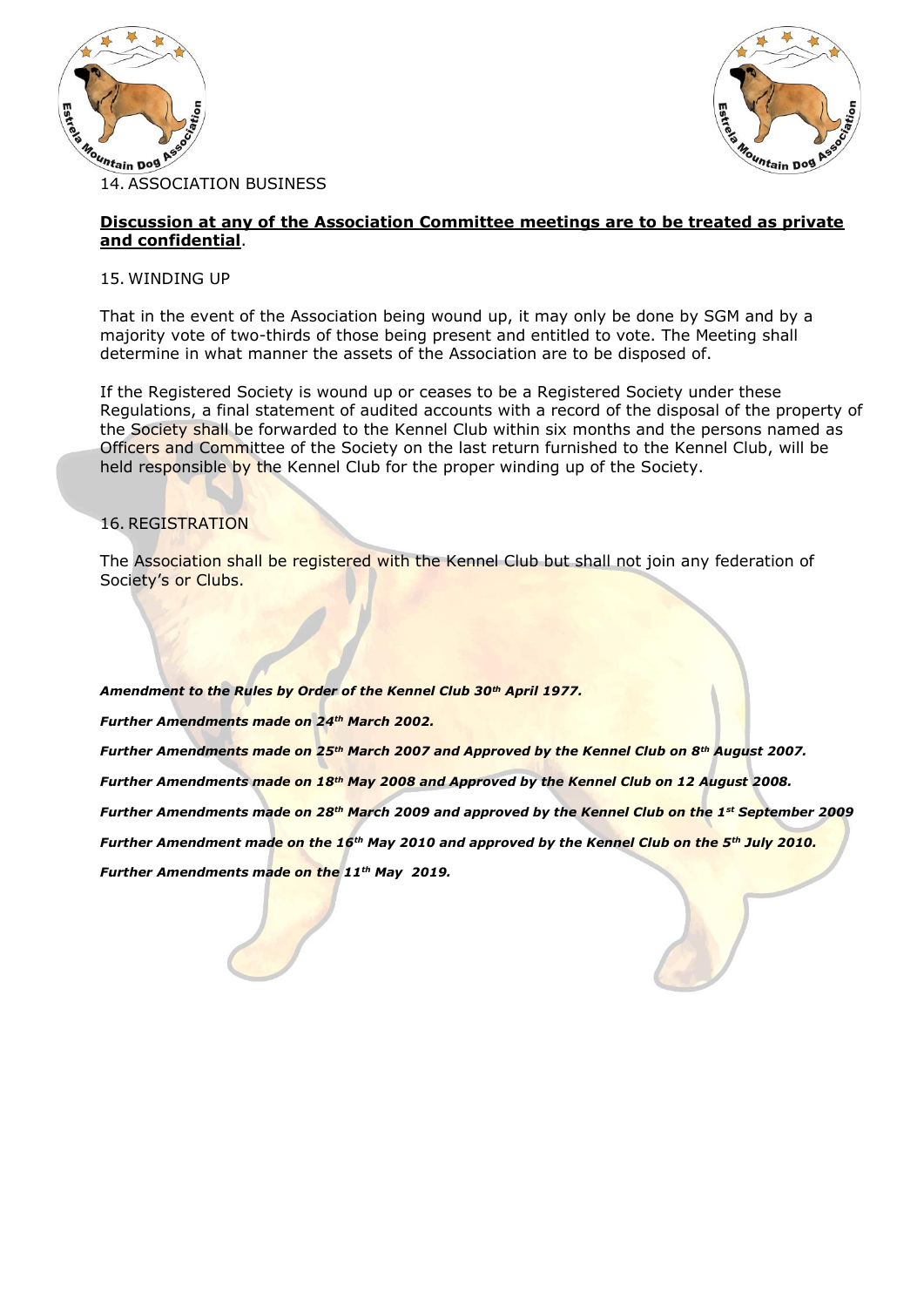## 14. ASSOCIATION BUSINESS

**Discussion at any of the Association Committee meetings are to be treated as private and confidential**.

## 15. WINDING UP

That in the event of the Association being wound up, it may only be done by SGM and by a majority vote of two-thirds of those being present and entitled to vote. The Meeting shall determine in what manner the assets of the Association are to be disposed of.

If the Registered Society is wound up or ceases to be a Registered Society under these Regulations, a final statement of audited accounts with a record of the disposal of the property of the Society shall be forwarded to the Kennel Club within six months and the persons named as Officers and Committee of the Society on the last return furnished to the Kennel Club, will be held responsible by the Kennel Club for the proper winding up of the Society.

## 16. REGISTRATION

The Association shall be registered with the Kennel Club but shall not join any federation of Society's or Clubs.

***Amendment to the Rules by Order of the Kennel Club 30th April 1977.***

***Further Amendments made on 24th March 2002.***

***Further Amendments made on 25th March 2007 and Approved by the Kennel Club on 8th August 2007.***

***Further Amendments made on 18th May 2008 and Approved by the Kennel Club on 12 August 2008.***

***Further Amendments made on 28th March 2009 and approved by the Kennel Club on the 1st September 2009***

***Further Amendment made on the 16th May 2010 and approved by the Kennel Club on the 5th July 2010.***

***Further Amendments made on the 11th May 2019.***